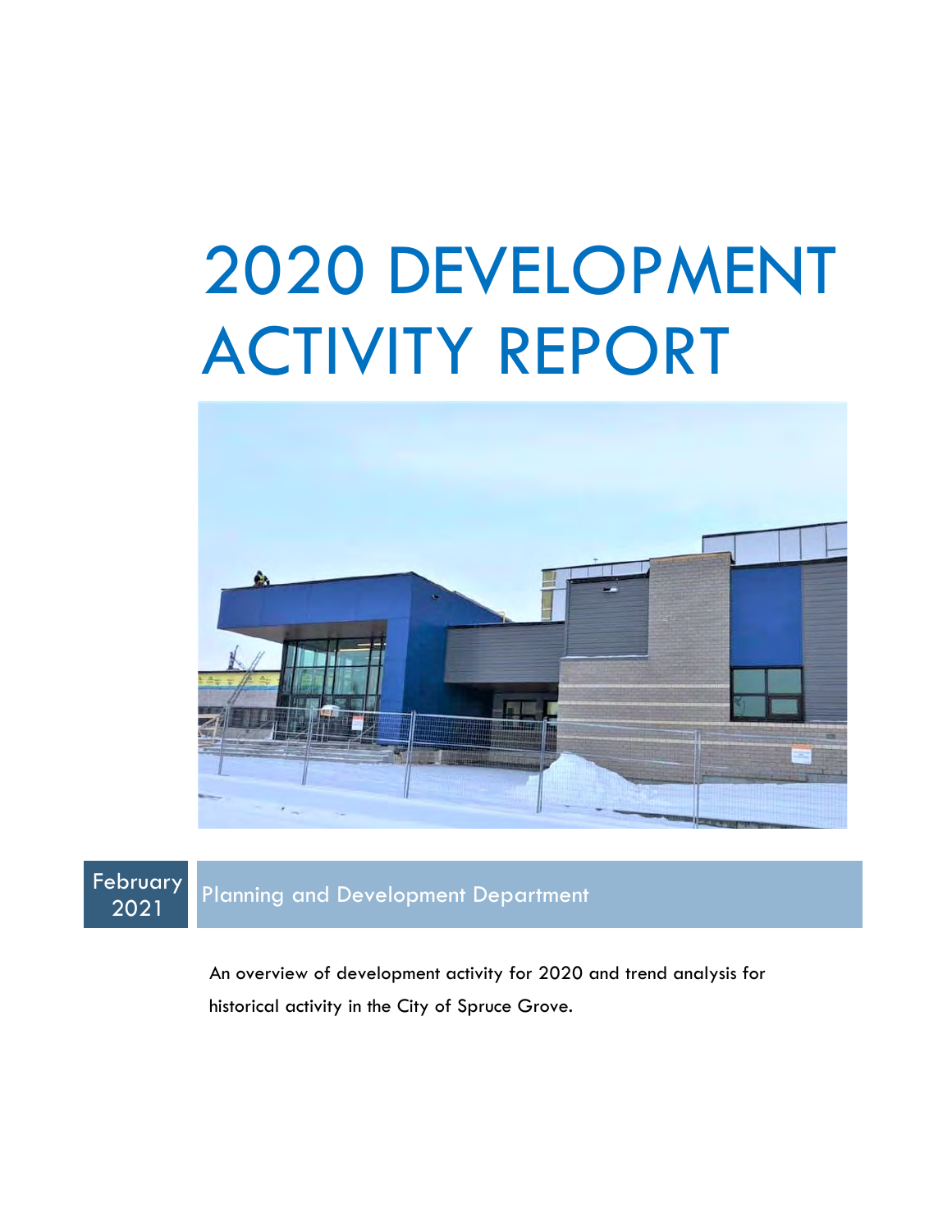# 2020 DEVELOPMENT ACTIVITY REPORT

February 2021

Planning and Development Department

An overview of development activity for 2020 and trend analysis for historical activity in the City of Spruce Grove.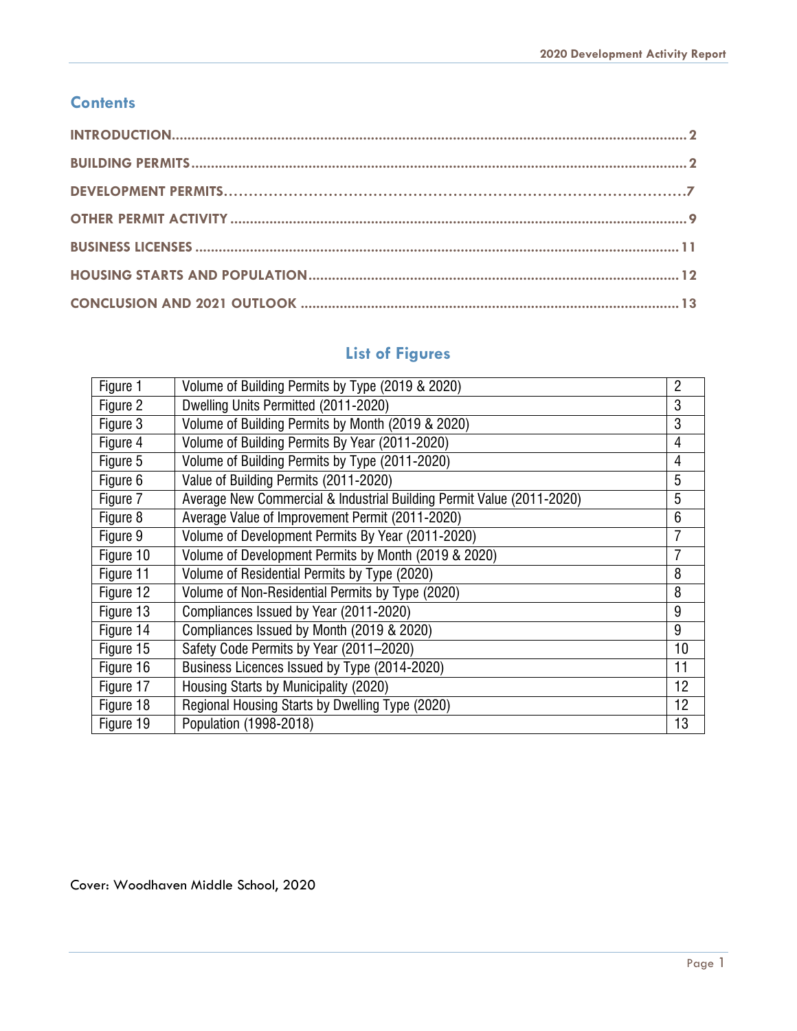## Contents

INTRODUCTION ..... 2

BUILDING PERMITS ..... 2

DEVELOPMENT PERMITS ..... 7

OTHER PERMIT ACTIVITY ..... 9

BUSINESS LICENSES ..... 11

HOUSING STARTS AND POPULATION ..... 12

CONCLUSION AND 2021 OUTLOOK ..... 13

## List of Figures

| | | |
|---|---|---|
| Figure 1 | Volume of Building Permits by Type (2019 & 2020) | 2 |
| Figure 2 | Dwelling Units Permitted (2011-2020) | 3 |
| Figure 3 | Volume of Building Permits by Month (2019 & 2020) | 3 |
| Figure 4 | Volume of Building Permits By Year (2011-2020) | 4 |
| Figure 5 | Volume of Building Permits by Type (2011-2020) | 4 |
| Figure 6 | Value of Building Permits (2011-2020) | 5 |
| Figure 7 | Average New Commercial & Industrial Building Permit Value (2011-2020) | 5 |
| Figure 8 | Average Value of Improvement Permit (2011-2020) | 6 |
| Figure 9 | Volume of Development Permits By Year (2011-2020) | 7 |
| Figure 10 | Volume of Development Permits by Month (2019 & 2020) | 7 |
| Figure 11 | Volume of Residential Permits by Type (2020) | 8 |
| Figure 12 | Volume of Non-Residential Permits by Type (2020) | 8 |
| Figure 13 | Compliances Issued by Year (2011-2020) | 9 |
| Figure 14 | Compliances Issued by Month (2019 & 2020) | 9 |
| Figure 15 | Safety Code Permits by Year (2011–2020) | 10 |
| Figure 16 | Business Licences Issued by Type (2014-2020) | 11 |
| Figure 17 | Housing Starts by Municipality (2020) | 12 |
| Figure 18 | Regional Housing Starts by Dwelling Type (2020) | 12 |
| Figure 19 | Population (1998-2018) | 13 |

Cover: Woodhaven Middle School, 2020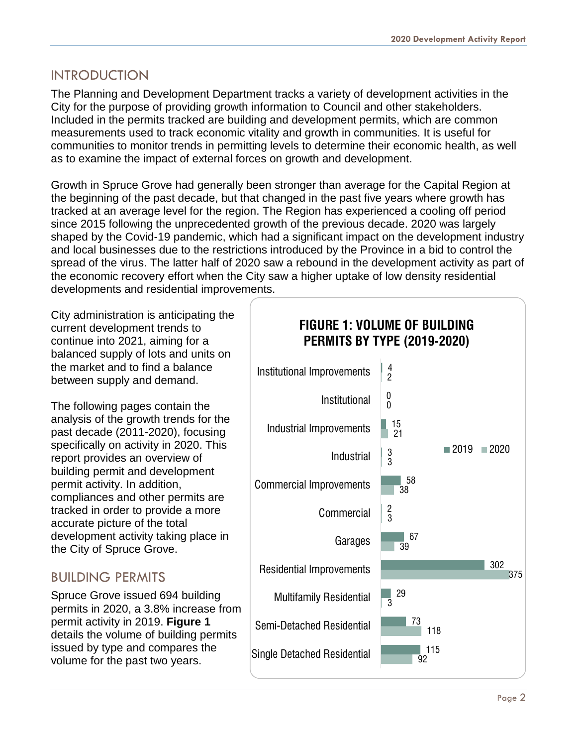## INTRODUCTION

The Planning and Development Department tracks a variety of development activities in the City for the purpose of providing growth information to Council and other stakeholders. Included in the permits tracked are building and development permits, which are common measurements used to track economic vitality and growth in communities. It is useful for communities to monitor trends in permitting levels to determine their economic health, as well as to examine the impact of external forces on growth and development.

Growth in Spruce Grove had generally been stronger than average for the Capital Region at the beginning of the past decade, but that changed in the past five years where growth has tracked at an average level for the region. The Region has experienced a cooling off period since 2015 following the unprecedented growth of the previous decade. 2020 was largely shaped by the Covid-19 pandemic, which had a significant impact on the development industry and local businesses due to the restrictions introduced by the Province in a bid to control the spread of the virus. The latter half of 2020 saw a rebound in the development activity as part of the economic recovery effort when the City saw a higher uptake of low density residential developments and residential improvements.

City administration is anticipating the current development trends to continue into 2021, aiming for a balanced supply of lots and units on the market and to find a balance between supply and demand.

The following pages contain the analysis of the growth trends for the past decade (2011-2020), focusing specifically on activity in 2020. This report provides an overview of building permit and development permit activity. In addition, compliances and other permits are tracked in order to provide a more accurate picture of the total development activity taking place in the City of Spruce Grove.

## BUILDING PERMITS

Spruce Grove issued 694 building permits in 2020, a 3.8% increase from permit activity in 2019. **Figure 1** details the volume of building permits issued by type and compares the volume for the past two years.

**FIGURE 1: VOLUME OF BUILDING PERMITS BY TYPE (2019-2020)**

| Type | 2019 | 2020 |
|---|---|---|
| Institutional Improvements | 4 | 2 |
| Institutional | 0 | 0 |
| Industrial Improvements | 15 | 21 |
| Industrial | 3 | 3 |
| Commercial Improvements | 58 | 38 |
| Commercial | 2 | 3 |
| Garages | 67 | 39 |
| Residential Improvements | 302 | 375 |
| Multifamily Residential | 29 | 3 |
| Semi-Detached Residential | 73 | 118 |
| Single Detached Residential | 115 | 92 |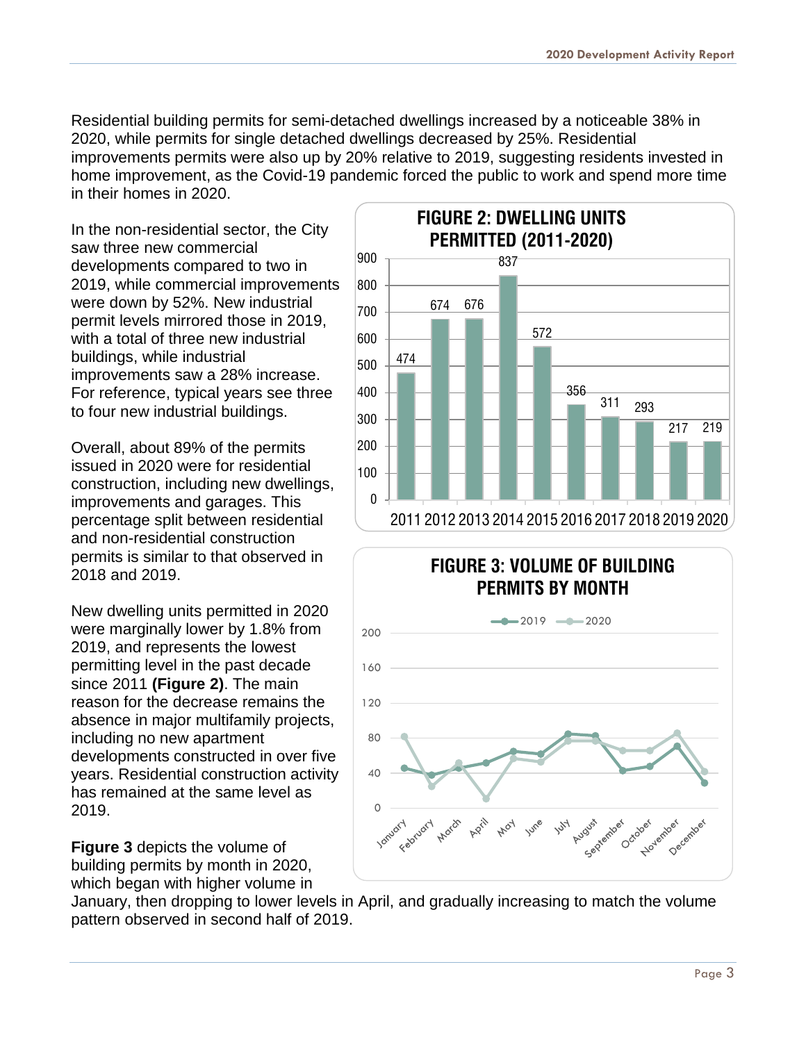Residential building permits for semi-detached dwellings increased by a noticeable 38% in 2020, while permits for single detached dwellings decreased by 25%. Residential improvements permits were also up by 20% relative to 2019, suggesting residents invested in home improvement, as the Covid-19 pandemic forced the public to work and spend more time in their homes in 2020.

In the non-residential sector, the City saw three new commercial developments compared to two in 2019, while commercial improvements were down by 52%. New industrial permit levels mirrored those in 2019, with a total of three new industrial buildings, while industrial improvements saw a 28% increase. For reference, typical years see three to four new industrial buildings.

Overall, about 89% of the permits issued in 2020 were for residential construction, including new dwellings, improvements and garages. This percentage split between residential and non-residential construction permits is similar to that observed in 2018 and 2019.

New dwelling units permitted in 2020 were marginally lower by 1.8% from 2019, and represents the lowest permitting level in the past decade since 2011 **(Figure 2)**. The main reason for the decrease remains the absence in major multifamily projects, including no new apartment developments constructed in over five years. Residential construction activity has remained at the same level as 2019.

**Figure 3** depicts the volume of building permits by month in 2020, which began with higher volume in January, then dropping to lower levels in April, and gradually increasing to match the volume pattern observed in second half of 2019.

**FIGURE 2: DWELLING UNITS PERMITTED (2011-2020)**

| Year | Dwelling Units |
|---|---|
| 2011 | 474 |
| 2012 | 674 |
| 2013 | 676 |
| 2014 | 837 |
| 2015 | 572 |
| 2016 | 356 |
| 2017 | 311 |
| 2018 | 293 |
| 2019 | 217 |
| 2020 | 219 |

**FIGURE 3: VOLUME OF BUILDING PERMITS BY MONTH**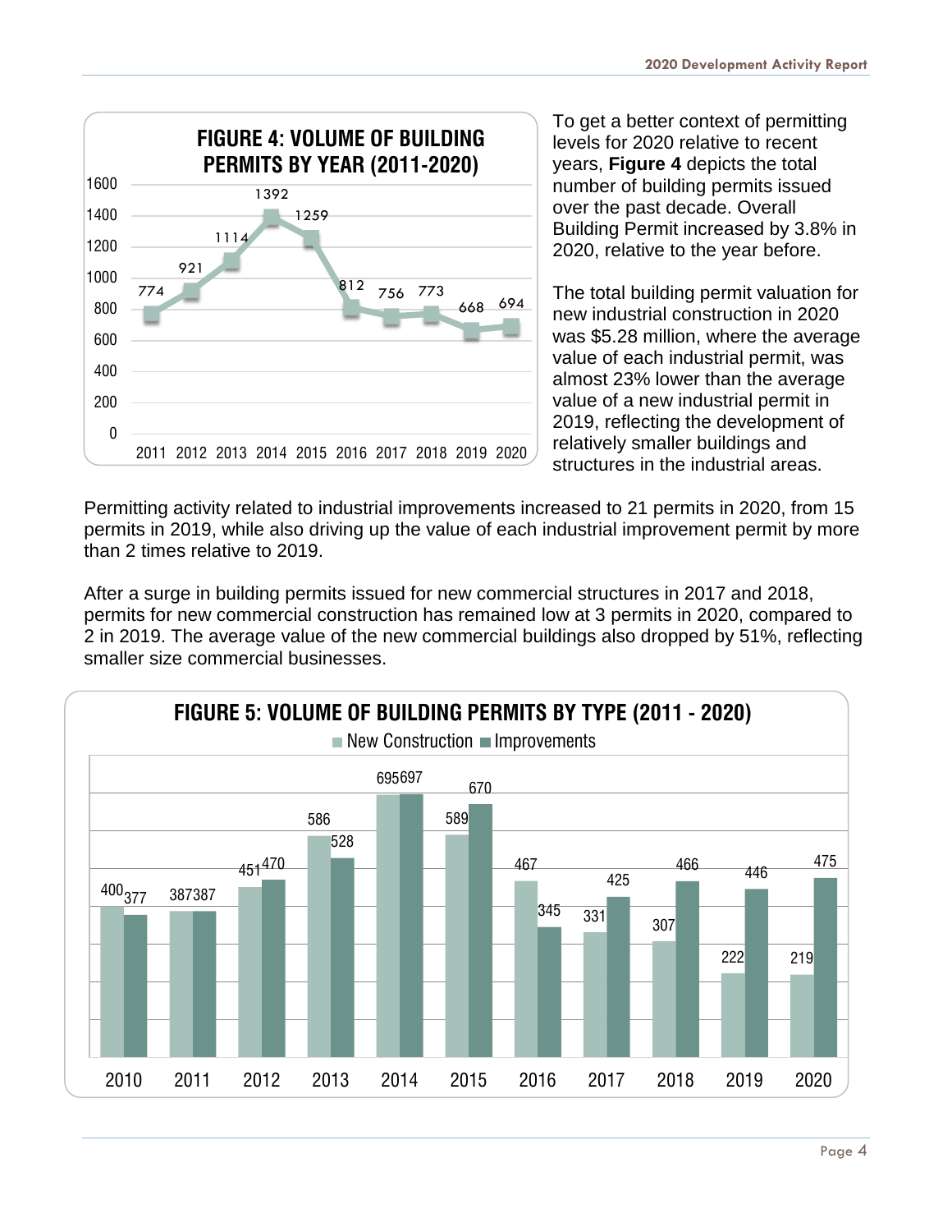**FIGURE 4: VOLUME OF BUILDING PERMITS BY YEAR (2011-2020)**

| Year | Permits |
|---|---|
| 2011 | 774 |
| 2012 | 921 |
| 2013 | 1114 |
| 2014 | 1392 |
| 2015 | 1259 |
| 2016 | 812 |
| 2017 | 756 |
| 2018 | 773 |
| 2019 | 668 |
| 2020 | 694 |

To get a better context of permitting levels for 2020 relative to recent years, **Figure 4** depicts the total number of building permits issued over the past decade. Overall Building Permit increased by 3.8% in 2020, relative to the year before.

The total building permit valuation for new industrial construction in 2020 was $5.28 million, where the average value of each industrial permit, was almost 23% lower than the average value of a new industrial permit in 2019, reflecting the development of relatively smaller buildings and structures in the industrial areas.

Permitting activity related to industrial improvements increased to 21 permits in 2020, from 15 permits in 2019, while also driving up the value of each industrial improvement permit by more than 2 times relative to 2019.

After a surge in building permits issued for new commercial structures in 2017 and 2018, permits for new commercial construction has remained low at 3 permits in 2020, compared to 2 in 2019. The average value of the new commercial buildings also dropped by 51%, reflecting smaller size commercial businesses.

**FIGURE 5: VOLUME OF BUILDING PERMITS BY TYPE (2011 - 2020)**

| Year | New Construction | Improvements |
|---|---|---|
| 2010 | 400 | 377 |
| 2011 | 387 | 387 |
| 2012 | 451 | 470 |
| 2013 | 586 | 528 |
| 2014 | 695 | 697 |
| 2015 | 589 | 670 |
| 2016 | 467 | 345 |
| 2017 | 331 | 425 |
| 2018 | 307 | 466 |
| 2019 | 222 | 446 |
| 2020 | 219 | 475 |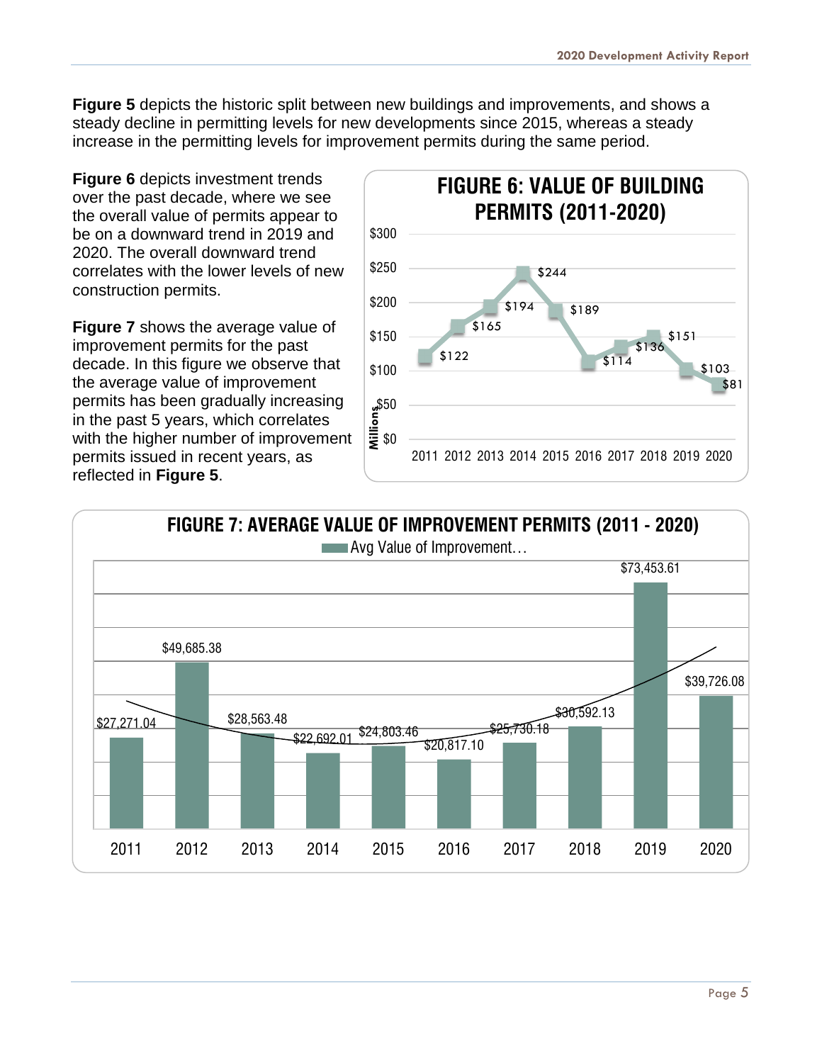**Figure 5** depicts the historic split between new buildings and improvements, and shows a steady decline in permitting levels for new developments since 2015, whereas a steady increase in the permitting levels for improvement permits during the same period.

**Figure 6** depicts investment trends over the past decade, where we see the overall value of permits appear to be on a downward trend in 2019 and 2020. The overall downward trend correlates with the lower levels of new construction permits.

**Figure 7** shows the average value of improvement permits for the past decade. In this figure we observe that the average value of improvement permits has been gradually increasing in the past 5 years, which correlates with the higher number of improvement permits issued in recent years, as reflected in **Figure 5**.

**FIGURE 6: VALUE OF BUILDING PERMITS (2011-2020)**

| Year | Value (Millions) |
|---|---|
| 2011 | $122 |
| 2012 | $165 |
| 2013 | $194 |
| 2014 | $244 |
| 2015 | $189 |
| 2016 | $114 |
| 2017 | $136 |
| 2018 | $151 |
| 2019 | $103 |
| 2020 | $81 |

**FIGURE 7: AVERAGE VALUE OF IMPROVEMENT PERMITS (2011 - 2020)**

| Year | Avg Value of Improvement… |
|---|---|
| 2011 | $27,271.04 |
| 2012 | $49,685.38 |
| 2013 | $28,563.48 |
| 2014 | $22,692.01 |
| 2015 | $24,803.46 |
| 2016 | $20,817.10 |
| 2017 | $25,730.18 |
| 2018 | $30,592.13 |
| 2019 | $73,453.61 |
| 2020 | $39,726.08 |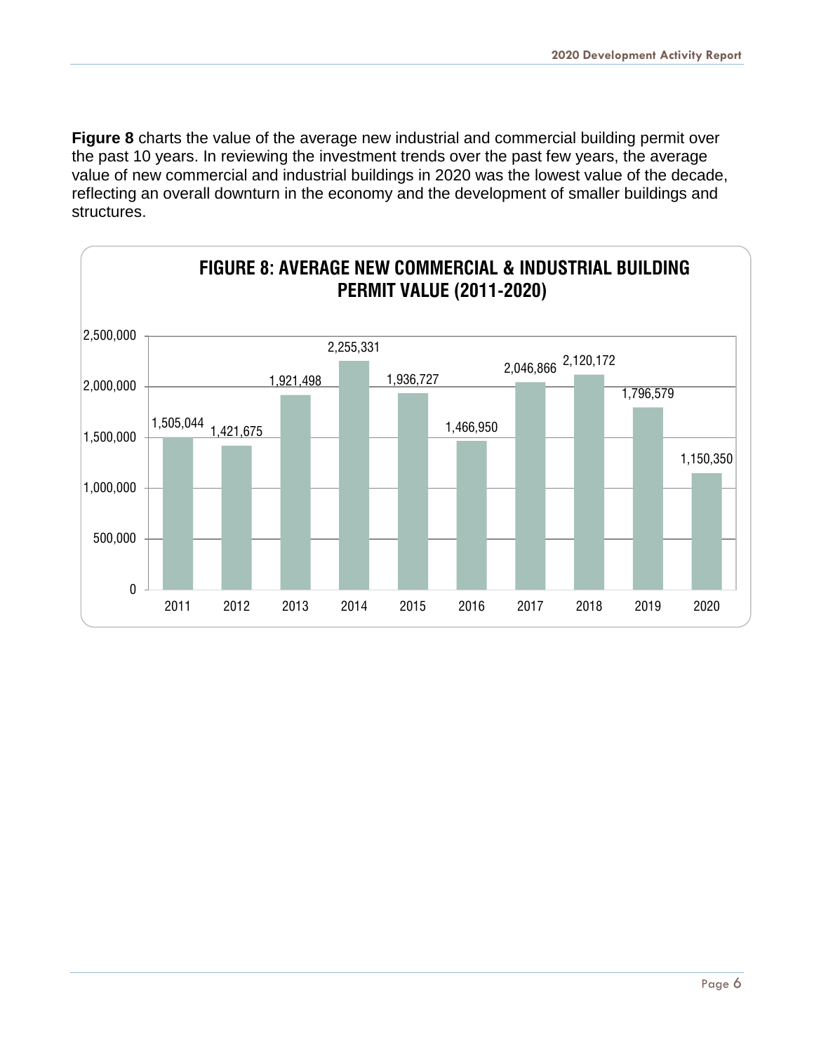**Figure 8** charts the value of the average new industrial and commercial building permit over the past 10 years. In reviewing the investment trends over the past few years, the average value of new commercial and industrial buildings in 2020 was the lowest value of the decade, reflecting an overall downturn in the economy and the development of smaller buildings and structures.

**FIGURE 8: AVERAGE NEW COMMERCIAL & INDUSTRIAL BUILDING PERMIT VALUE (2011-2020)**

| Year | Average Permit Value |
|---|---|
| 2011 | 1,505,044 |
| 2012 | 1,421,675 |
| 2013 | 1,921,498 |
| 2014 | 2,255,331 |
| 2015 | 1,936,727 |
| 2016 | 1,466,950 |
| 2017 | 2,046,866 |
| 2018 | 2,120,172 |
| 2019 | 1,796,579 |
| 2020 | 1,150,350 |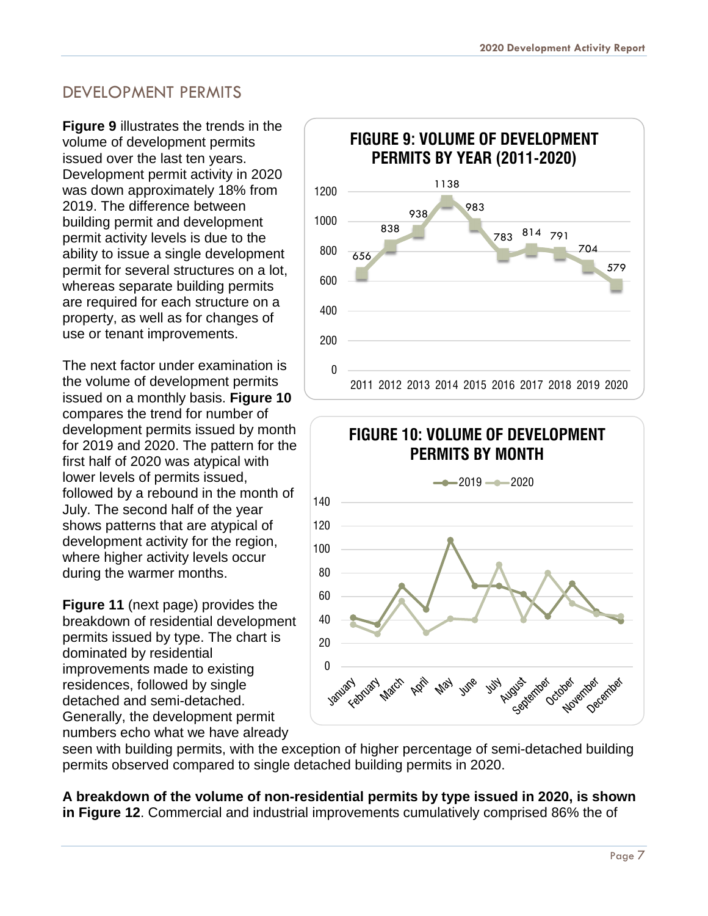## DEVELOPMENT PERMITS

**Figure 9** illustrates the trends in the volume of development permits issued over the last ten years. Development permit activity in 2020 was down approximately 18% from 2019. The difference between building permit and development permit activity levels is due to the ability to issue a single development permit for several structures on a lot, whereas separate building permits are required for each structure on a property, as well as for changes of use or tenant improvements.

The next factor under examination is the volume of development permits issued on a monthly basis. **Figure 10** compares the trend for number of development permits issued by month for 2019 and 2020. The pattern for the first half of 2020 was atypical with lower levels of permits issued, followed by a rebound in the month of July. The second half of the year shows patterns that are atypical of development activity for the region, where higher activity levels occur during the warmer months.

**FIGURE 9: VOLUME OF DEVELOPMENT PERMITS BY YEAR (2011-2020)**

| Year | 2011 | 2012 | 2013 | 2014 | 2015 | 2016 | 2017 | 2018 | 2019 | 2020 |
|---|---|---|---|---|---|---|---|---|---|---|
| Permits | 656 | 838 | 938 | 1138 | 983 | 783 | 814 | 791 | 704 | 579 |

**FIGURE 10: VOLUME OF DEVELOPMENT PERMITS BY MONTH**

**Figure 11** (next page) provides the breakdown of residential development permits issued by type. The chart is dominated by residential improvements made to existing residences, followed by single detached and semi-detached. Generally, the development permit numbers echo what we have already seen with building permits, with the exception of higher percentage of semi-detached building permits observed compared to single detached building permits in 2020.

**A breakdown of the volume of non-residential permits by type issued in 2020, is shown in Figure 12**. Commercial and industrial improvements cumulatively comprised 86% the of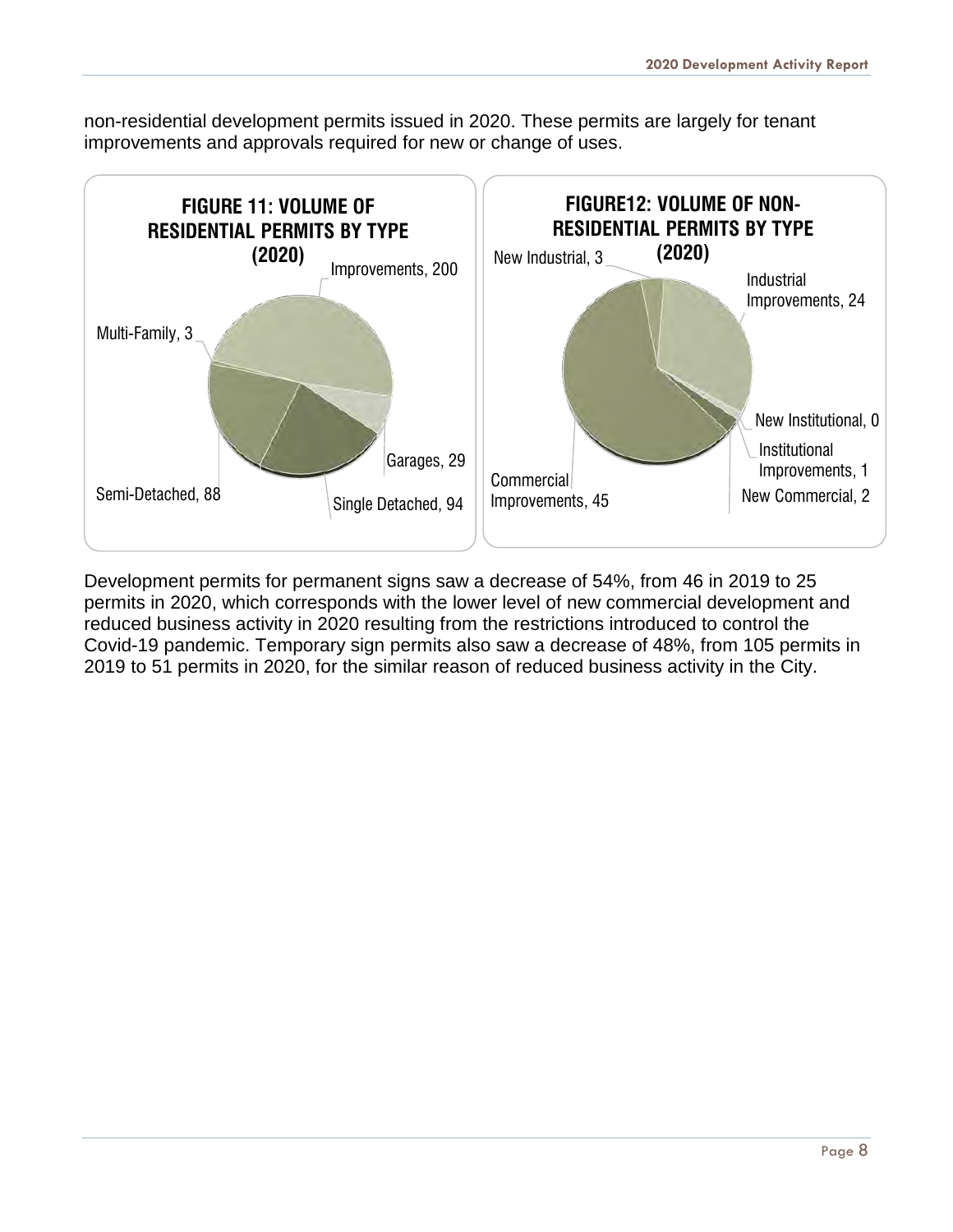non-residential development permits issued in 2020. These permits are largely for tenant improvements and approvals required for new or change of uses.

**FIGURE 11: VOLUME OF RESIDENTIAL PERMITS BY TYPE (2020)**

Improvements, 200
Multi-Family, 3
Garages, 29
Semi-Detached, 88
Single Detached, 94

**FIGURE12: VOLUME OF NON-RESIDENTIAL PERMITS BY TYPE (2020)**

New Industrial, 3
Industrial Improvements, 24
New Institutional, 0
Institutional Improvements, 1
Commercial Improvements, 45
New Commercial, 2

Development permits for permanent signs saw a decrease of 54%, from 46 in 2019 to 25 permits in 2020, which corresponds with the lower level of new commercial development and reduced business activity in 2020 resulting from the restrictions introduced to control the Covid-19 pandemic. Temporary sign permits also saw a decrease of 48%, from 105 permits in 2019 to 51 permits in 2020, for the similar reason of reduced business activity in the City.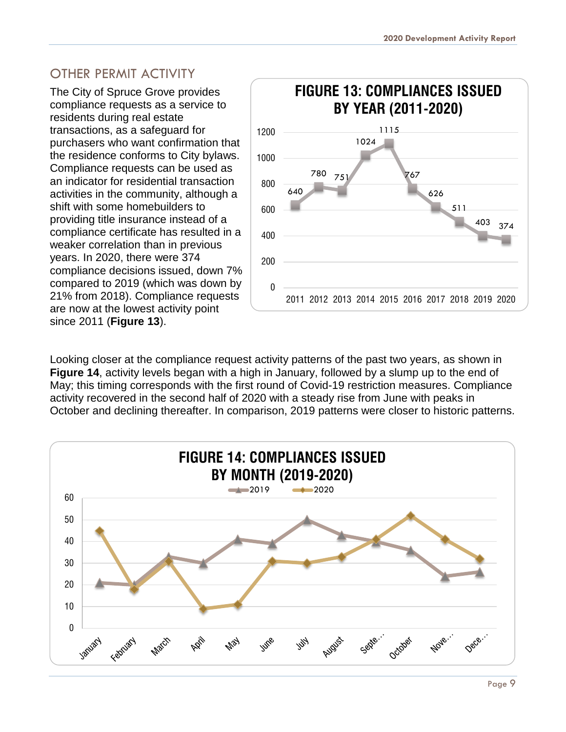## OTHER PERMIT ACTIVITY

The City of Spruce Grove provides compliance requests as a service to residents during real estate transactions, as a safeguard for purchasers who want confirmation that the residence conforms to City bylaws. Compliance requests can be used as an indicator for residential transaction activities in the community, although a shift with some homebuilders to providing title insurance instead of a compliance certificate has resulted in a weaker correlation than in previous years. In 2020, there were 374 compliance decisions issued, down 7% compared to 2019 (which was down by 21% from 2018). Compliance requests are now at the lowest activity point since 2011 (**Figure 13**).

**FIGURE 13: COMPLIANCES ISSUED BY YEAR (2011-2020)**

| Year | Compliances Issued |
|---|---|
| 2011 | 640 |
| 2012 | 780 |
| 2013 | 751 |
| 2014 | 1024 |
| 2015 | 1115 |
| 2016 | 767 |
| 2017 | 626 |
| 2018 | 511 |
| 2019 | 403 |
| 2020 | 374 |

Looking closer at the compliance request activity patterns of the past two years, as shown in **Figure 14**, activity levels began with a high in January, followed by a slump up to the end of May; this timing corresponds with the first round of Covid-19 restriction measures. Compliance activity recovered in the second half of 2020 with a steady rise from June with peaks in October and declining thereafter. In comparison, 2019 patterns were closer to historic patterns.

**FIGURE 14: COMPLIANCES ISSUED BY MONTH (2019-2020)**

| Month | 2019 | 2020 |
|---|---|---|
| January | 21 | 45 |
| February | 20 | 18 |
| March | 33 | 31 |
| April | 30 | 9 |
| May | 41 | 11 |
| June | 39 | 31 |
| July | 50 | 30 |
| August | 43 | 33 |
| September | 40 | 41 |
| October | 36 | 52 |
| November | 24 | 41 |
| December | 26 | 32 |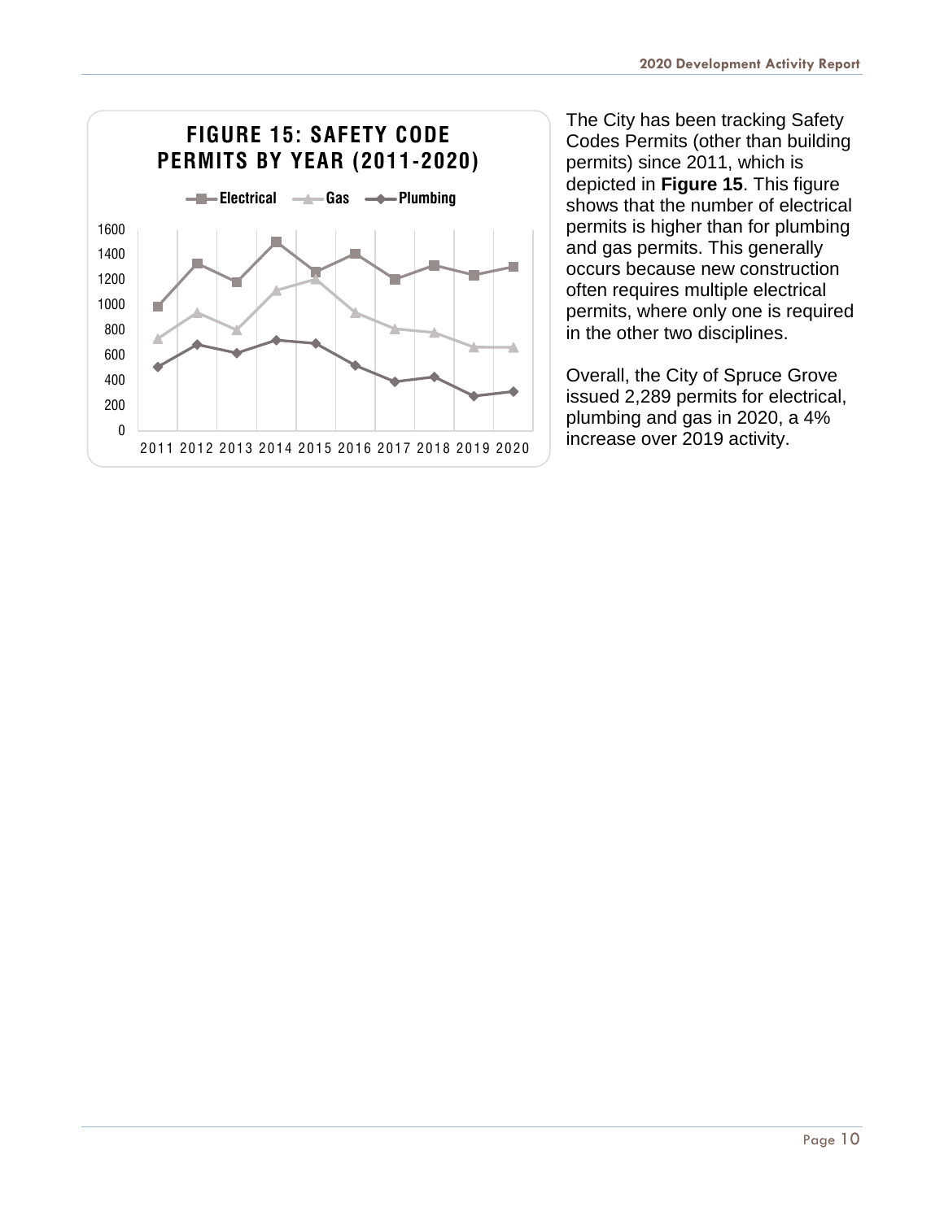**FIGURE 15: SAFETY CODE PERMITS BY YEAR (2011-2020)**

The City has been tracking Safety Codes Permits (other than building permits) since 2011, which is depicted in **Figure 15**. This figure shows that the number of electrical permits is higher than for plumbing and gas permits. This generally occurs because new construction often requires multiple electrical permits, where only one is required in the other two disciplines.

Overall, the City of Spruce Grove issued 2,289 permits for electrical, plumbing and gas in 2020, a 4% increase over 2019 activity.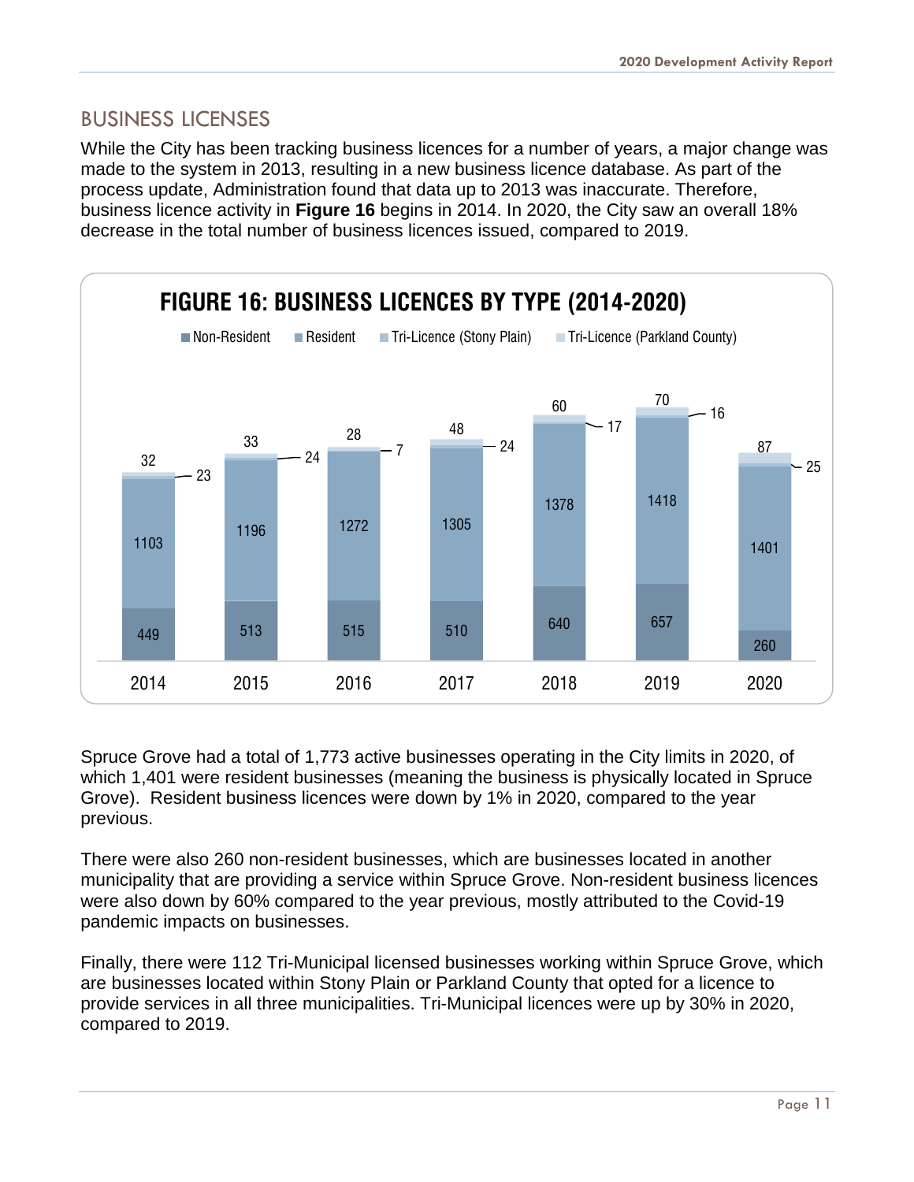## BUSINESS LICENSES

While the City has been tracking business licences for a number of years, a major change was made to the system in 2013, resulting in a new business licence database. As part of the process update, Administration found that data up to 2013 was inaccurate. Therefore, business licence activity in **Figure 16** begins in 2014. In 2020, the City saw an overall 18% decrease in the total number of business licences issued, compared to 2019.

**FIGURE 16: BUSINESS LICENCES BY TYPE (2014-2020)**

| Year | Non-Resident | Resident | Tri-Licence (Stony Plain) | Tri-Licence (Parkland County) |
|---|---|---|---|---|
| 2014 | 449 | 1103 | 23 | 32 |
| 2015 | 513 | 1196 | 24 | 33 |
| 2016 | 515 | 1272 | 7 | 28 |
| 2017 | 510 | 1305 | 24 | 48 |
| 2018 | 640 | 1378 | 17 | 60 |
| 2019 | 657 | 1418 | 16 | 70 |
| 2020 | 260 | 1401 | 25 | 87 |

Spruce Grove had a total of 1,773 active businesses operating in the City limits in 2020, of which 1,401 were resident businesses (meaning the business is physically located in Spruce Grove). Resident business licences were down by 1% in 2020, compared to the year previous.

There were also 260 non-resident businesses, which are businesses located in another municipality that are providing a service within Spruce Grove. Non-resident business licences were also down by 60% compared to the year previous, mostly attributed to the Covid-19 pandemic impacts on businesses.

Finally, there were 112 Tri-Municipal licensed businesses working within Spruce Grove, which are businesses located within Stony Plain or Parkland County that opted for a licence to provide services in all three municipalities. Tri-Municipal licences were up by 30% in 2020, compared to 2019.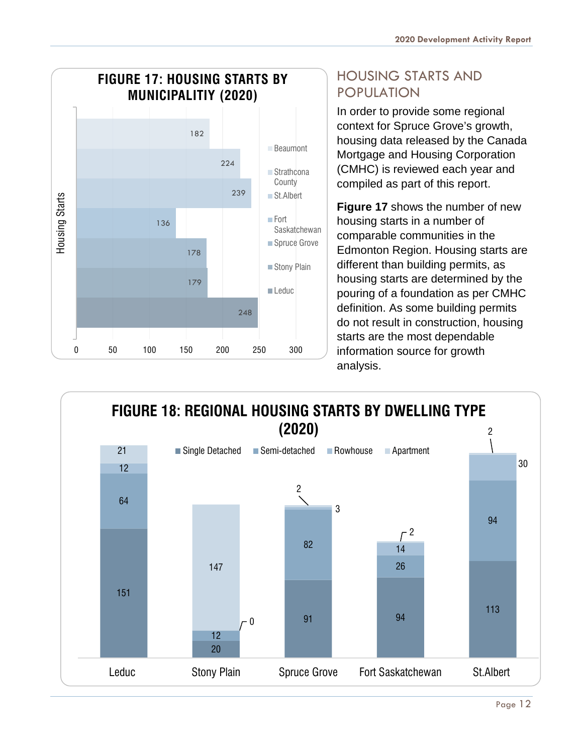**FIGURE 17: HOUSING STARTS BY MUNICIPALITIY (2020)**

| Municipality | Housing Starts |
|---|---|
| Beaumont | 182 |
| Strathcona County | 224 |
| St.Albert | 239 |
| Fort Saskatchewan | 136 |
| Spruce Grove | 178 |
| Stony Plain | 179 |
| Leduc | 248 |

## HOUSING STARTS AND POPULATION

In order to provide some regional context for Spruce Grove's growth, housing data released by the Canada Mortgage and Housing Corporation (CMHC) is reviewed each year and compiled as part of this report.

**Figure 17** shows the number of new housing starts in a number of comparable communities in the Edmonton Region. Housing starts are different than building permits, as housing starts are determined by the pouring of a foundation as per CMHC definition. As some building permits do not result in construction, housing starts are the most dependable information source for growth analysis.

**FIGURE 18: REGIONAL HOUSING STARTS BY DWELLING TYPE (2020)**

| | Single Detached | Semi-detached | Rowhouse | Apartment |
|---|---|---|---|---|
| Leduc | 151 | 64 | 12 | 21 |
| Stony Plain | 20 | 12 | 0 | 147 |
| Spruce Grove | 91 | 82 | 3 | 2 |
| Fort Saskatchewan | 94 | 26 | 14 | 2 |
| St.Albert | 113 | 94 | 30 | 2 |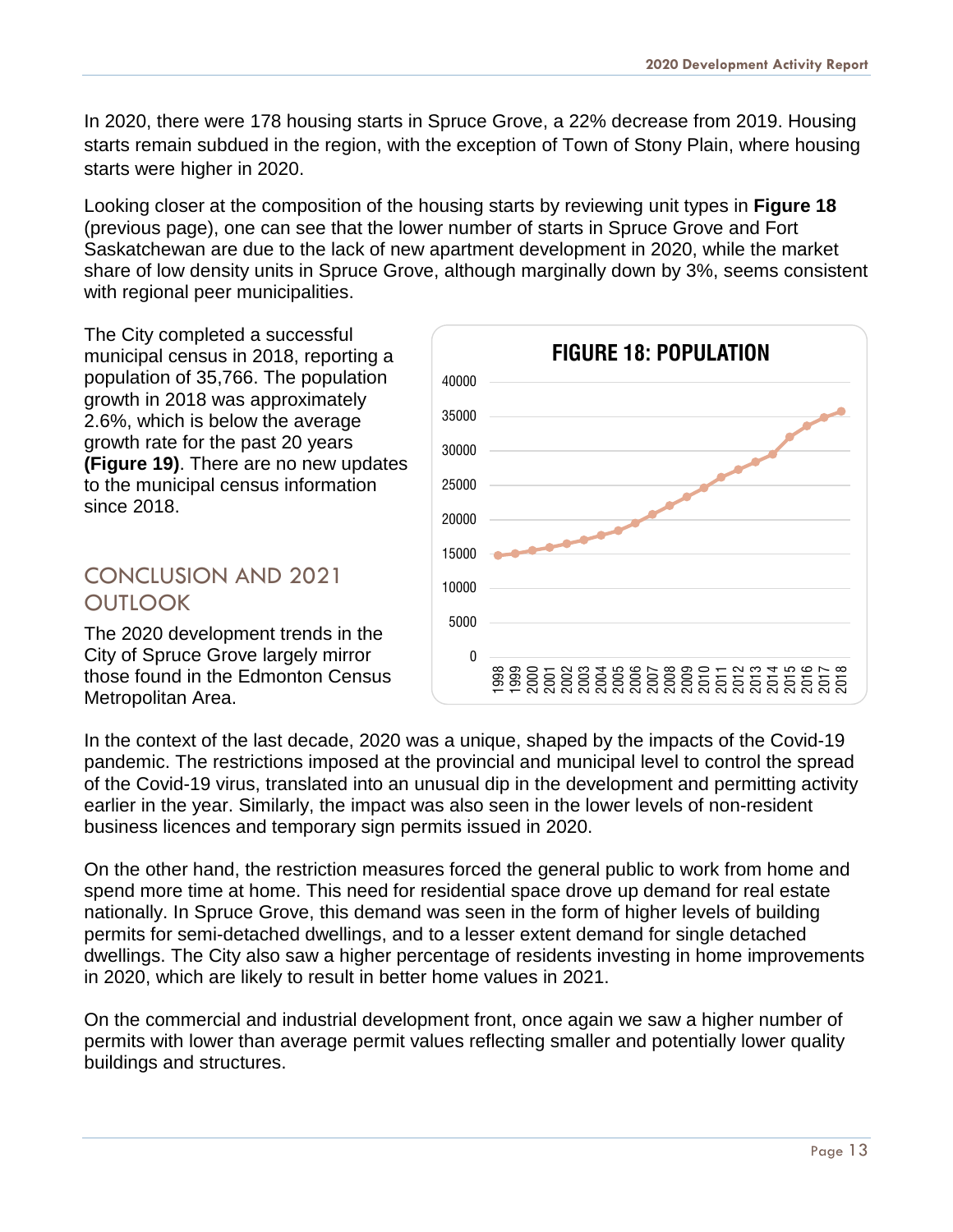In 2020, there were 178 housing starts in Spruce Grove, a 22% decrease from 2019. Housing starts remain subdued in the region, with the exception of Town of Stony Plain, where housing starts were higher in 2020.

Looking closer at the composition of the housing starts by reviewing unit types in **Figure 18** (previous page), one can see that the lower number of starts in Spruce Grove and Fort Saskatchewan are due to the lack of new apartment development in 2020, while the market share of low density units in Spruce Grove, although marginally down by 3%, seems consistent with regional peer municipalities.

The City completed a successful municipal census in 2018, reporting a population of 35,766. The population growth in 2018 was approximately 2.6%, which is below the average growth rate for the past 20 years **(Figure 19)**. There are no new updates to the municipal census information since 2018.

**FIGURE 18: POPULATION**

## CONCLUSION AND 2021 OUTLOOK

The 2020 development trends in the City of Spruce Grove largely mirror those found in the Edmonton Census Metropolitan Area.

In the context of the last decade, 2020 was a unique, shaped by the impacts of the Covid-19 pandemic. The restrictions imposed at the provincial and municipal level to control the spread of the Covid-19 virus, translated into an unusual dip in the development and permitting activity earlier in the year. Similarly, the impact was also seen in the lower levels of non-resident business licences and temporary sign permits issued in 2020.

On the other hand, the restriction measures forced the general public to work from home and spend more time at home. This need for residential space drove up demand for real estate nationally. In Spruce Grove, this demand was seen in the form of higher levels of building permits for semi-detached dwellings, and to a lesser extent demand for single detached dwellings. The City also saw a higher percentage of residents investing in home improvements in 2020, which are likely to result in better home values in 2021.

On the commercial and industrial development front, once again we saw a higher number of permits with lower than average permit values reflecting smaller and potentially lower quality buildings and structures.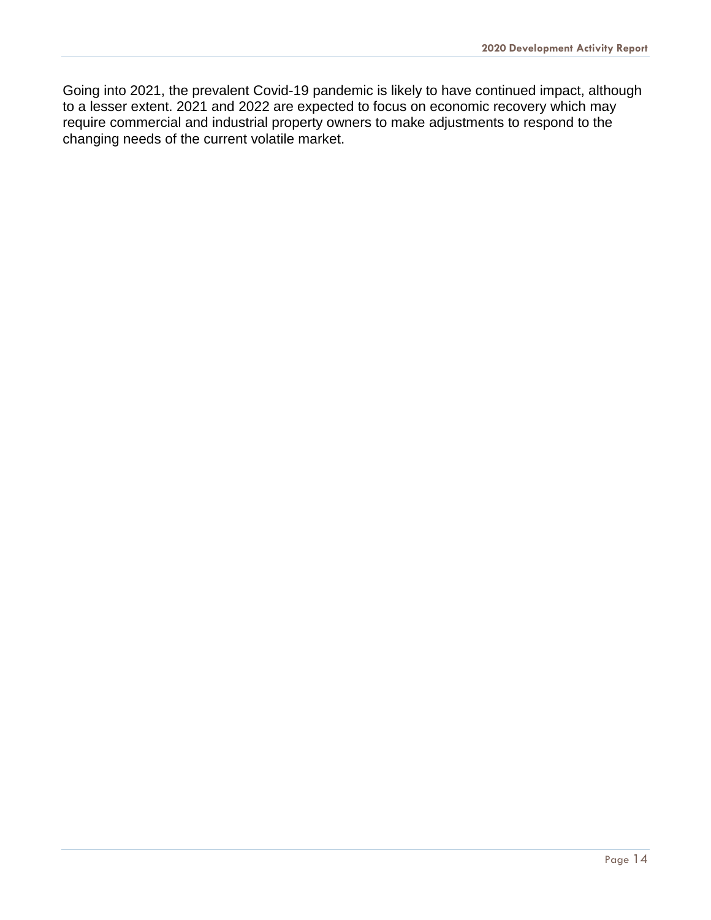Going into 2021, the prevalent Covid-19 pandemic is likely to have continued impact, although to a lesser extent. 2021 and 2022 are expected to focus on economic recovery which may require commercial and industrial property owners to make adjustments to respond to the changing needs of the current volatile market.